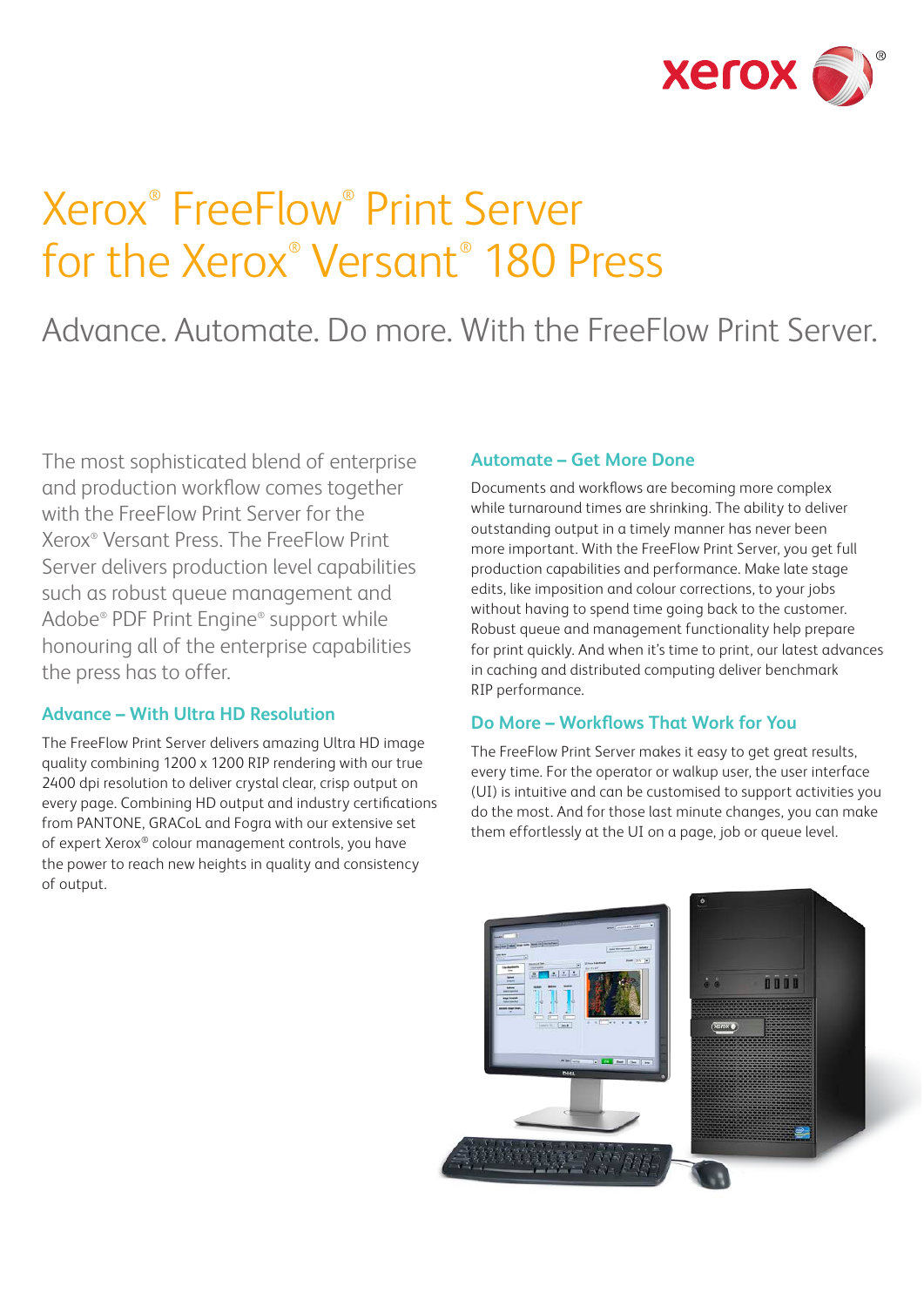# Xerox® FreeFlow® Print Server for the Xerox® Versant® 180 Press

## Advance. Automate. Do more. With the FreeFlow Print Server.

The most sophisticated blend of enterprise and production workflow comes together with the FreeFlow Print Server for the Xerox® Versant Press. The FreeFlow Print Server delivers production level capabilities such as robust queue management and Adobe® PDF Print Engine® support while honouring all of the enterprise capabilities the press has to offer.

### Advance – With Ultra HD Resolution

The FreeFlow Print Server delivers amazing Ultra HD image quality combining 1200 x 1200 RIP rendering with our true 2400 dpi resolution to deliver crystal clear, crisp output on every page. Combining HD output and industry certifications from PANTONE, GRACoL and Fogra with our extensive set of expert Xerox® colour management controls, you have the power to reach new heights in quality and consistency of output.

### Automate – Get More Done

Documents and workflows are becoming more complex while turnaround times are shrinking. The ability to deliver outstanding output in a timely manner has never been more important. With the FreeFlow Print Server, you get full production capabilities and performance. Make late stage edits, like imposition and colour corrections, to your jobs without having to spend time going back to the customer. Robust queue and management functionality help prepare for print quickly. And when it's time to print, our latest advances in caching and distributed computing deliver benchmark RIP performance.

### Do More – Workflows That Work for You

The FreeFlow Print Server makes it easy to get great results, every time. For the operator or walkup user, the user interface (UI) is intuitive and can be customised to support activities you do the most. And for those last minute changes, you can make them effortlessly at the UI on a page, job or queue level.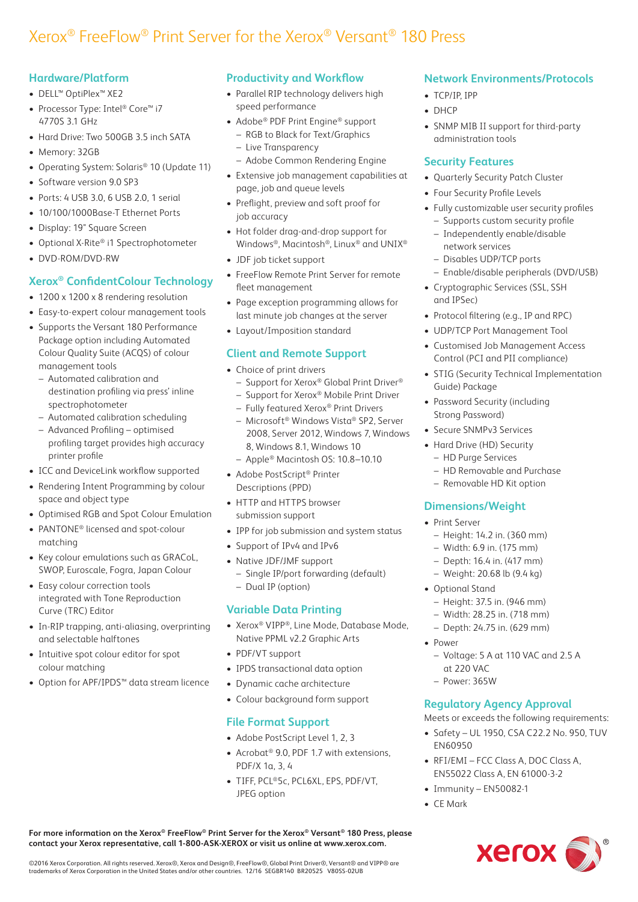# Xerox® FreeFlow® Print Server for the Xerox® Versant® 180 Press

## Hardware/Platform

- DELL™ OptiPlex™ XE2
- Processor Type: Intel® Core™ i7 4770S 3.1 GHz
- Hard Drive: Two 500GB 3.5 inch SATA
- Memory: 32GB
- Operating System: Solaris® 10 (Update 11)
- Software version 9.0 SP3
- Ports: 4 USB 3.0, 6 USB 2.0, 1 serial
- 10/100/1000Base-T Ethernet Ports
- Display: 19" Square Screen
- Optional X-Rite® i1 Spectrophotometer
- DVD-ROM/DVD-RW

## Xerox® ConfidentColour Technology

- 1200 x 1200 x 8 rendering resolution
- Easy-to-expert colour management tools
- Supports the Versant 180 Performance Package option including Automated Colour Quality Suite (ACQS) of colour management tools
  - Automated calibration and destination profiling via press' inline spectrophotometer
  - Automated calibration scheduling
  - Advanced Profiling – optimised profiling target provides high accuracy printer profile
- ICC and DeviceLink workflow supported
- Rendering Intent Programming by colour space and object type
- Optimised RGB and Spot Colour Emulation
- PANTONE® licensed and spot-colour matching
- Key colour emulations such as GRACoL, SWOP, Euroscale, Fogra, Japan Colour
- Easy colour correction tools integrated with Tone Reproduction Curve (TRC) Editor
- In-RIP trapping, anti-aliasing, overprinting and selectable halftones
- Intuitive spot colour editor for spot colour matching
- Option for APF/IPDS™ data stream licence

## Productivity and Workflow

- Parallel RIP technology delivers high speed performance
- Adobe® PDF Print Engine® support
  - RGB to Black for Text/Graphics
  - Live Transparency
  - Adobe Common Rendering Engine
- Extensive job management capabilities at page, job and queue levels
- Preflight, preview and soft proof for job accuracy
- Hot folder drag-and-drop support for Windows®, Macintosh®, Linux® and UNIX®
- JDF job ticket support
- FreeFlow Remote Print Server for remote fleet management
- Page exception programming allows for last minute job changes at the server
- Layout/Imposition standard

## Client and Remote Support

- Choice of print drivers
  - Support for Xerox® Global Print Driver®
  - Support for Xerox® Mobile Print Driver
  - Fully featured Xerox® Print Drivers
  - Microsoft® Windows Vista® SP2, Server 2008, Server 2012, Windows 7, Windows 8, Windows 8.1, Windows 10
  - Apple® Macintosh OS: 10.8–10.10
- Adobe PostScript® Printer Descriptions (PPD)
- HTTP and HTTPS browser submission support
- IPP for job submission and system status
- Support of IPv4 and IPv6
- Native JDF/JMF support
  - Single IP/port forwarding (default)
  - Dual IP (option)

## Variable Data Printing

- Xerox® VIPP®, Line Mode, Database Mode, Native PPML v2.2 Graphic Arts
- PDF/VT support
- IPDS transactional data option
- Dynamic cache architecture
- Colour background form support

## File Format Support

- Adobe PostScript Level 1, 2, 3
- Acrobat® 9.0, PDF 1.7 with extensions, PDF/X 1a, 3, 4
- TIFF, PCL®5c, PCL6XL, EPS, PDF/VT, JPEG option

## Network Environments/Protocols

- TCP/IP, IPP
- DHCP
- SNMP MIB II support for third-party administration tools

## Security Features

- Quarterly Security Patch Cluster
- Four Security Profile Levels
- Fully customizable user security profiles
  - Supports custom security profile
  - Independently enable/disable network services
  - Disables UDP/TCP ports
  - Enable/disable peripherals (DVD/USB)
- Cryptographic Services (SSL, SSH and IPSec)
- Protocol filtering (e.g., IP and RPC)
- UDP/TCP Port Management Tool
- Customised Job Management Access Control (PCI and PII compliance)
- STIG (Security Technical Implementation Guide) Package
- Password Security (including Strong Password)
- Secure SNMPv3 Services
- Hard Drive (HD) Security
  - HD Purge Services
  - HD Removable and Purchase
  - Removable HD Kit option

## Dimensions/Weight

- Print Server
  - Height: 14.2 in. (360 mm)
  - Width: 6.9 in. (175 mm)
  - Depth: 16.4 in. (417 mm)
  - Weight: 20.68 lb (9.4 kg)
- Optional Stand
  - Height: 37.5 in. (946 mm)
  - Width: 28.25 in. (718 mm)
  - Depth: 24.75 in. (629 mm)
- Power
  - Voltage: 5 A at 110 VAC and 2.5 A at 220 VAC
  - Power: 365W

## Regulatory Agency Approval

Meets or exceeds the following requirements:

- Safety – UL 1950, CSA C22.2 No. 950, TUV EN60950
- RFI/EMI – FCC Class A, DOC Class A, EN55022 Class A, EN 61000-3-2
- Immunity – EN50082-1
- CE Mark

**For more information on the Xerox® FreeFlow® Print Server for the Xerox® Versant® 180 Press, please contact your Xerox representative, call 1-800-ASK-XEROX or visit us online at www.xerox.com.**

©2016 Xerox Corporation. All rights reserved. Xerox®, Xerox and Design®, FreeFlow®, Global Print Driver®, Versant® and VIPP® are trademarks of Xerox Corporation in the United States and/or other countries. 12/16 SEGBR140 BR20525 V80SS-02UB